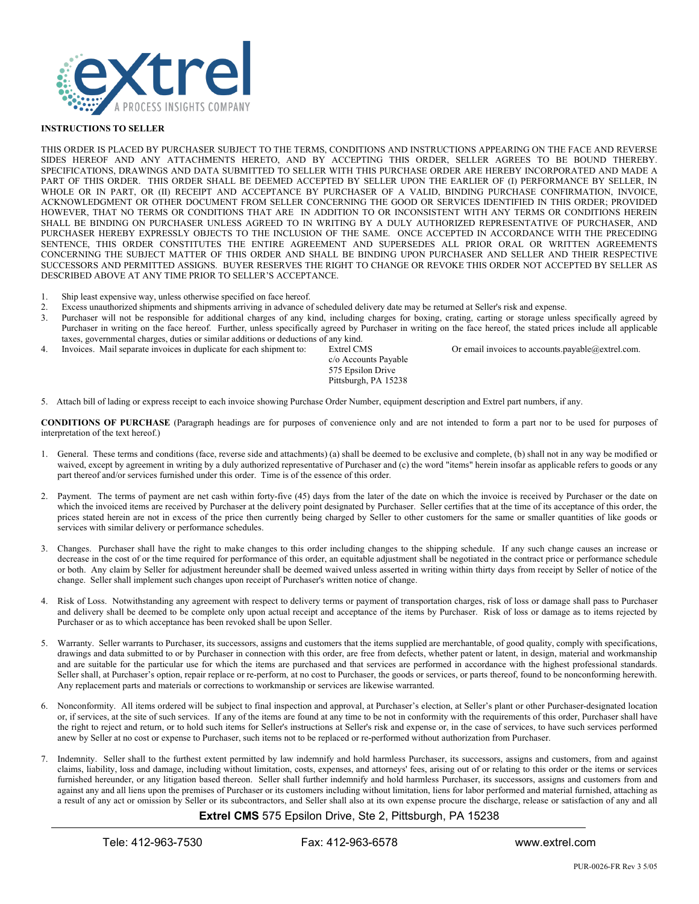**INSTRUCTIONS TO SELLER**

THIS ORDER IS PLACED BY PURCHASER SUBJECT TO THE TERMS, CONDITIONS AND INSTRUCTIONS APPEARING ON THE FACE AND REVERSE SIDES HEREOF AND ANY ATTACHMENTS HERETO, AND BY ACCEPTING THIS ORDER, SELLER AGREES TO BE BOUND THEREBY. SPECIFICATIONS, DRAWINGS AND DATA SUBMITTED TO SELLER WITH THIS PURCHASE ORDER ARE HEREBY INCORPORATED AND MADE A PART OF THIS ORDER. THIS ORDER SHALL BE DEEMED ACCEPTED BY SELLER UPON THE EARLIER OF (I) PERFORMANCE BY SELLER, IN WHOLE OR IN PART, OR (II) RECEIPT AND ACCEPTANCE BY PURCHASER OF A VALID, BINDING PURCHASE CONFIRMATION, INVOICE, ACKNOWLEDGMENT OR OTHER DOCUMENT FROM SELLER CONCERNING THE GOOD OR SERVICES IDENTIFIED IN THIS ORDER; PROVIDED HOWEVER, THAT NO TERMS OR CONDITIONS THAT ARE IN ADDITION TO OR INCONSISTENT WITH ANY TERMS OR CONDITIONS HEREIN SHALL BE BINDING ON PURCHASER UNLESS AGREED TO IN WRITING BY A DULY AUTHORIZED REPRESENTATIVE OF PURCHASER, AND PURCHASER HEREBY EXPRESSLY OBJECTS TO THE INCLUSION OF THE SAME. ONCE ACCEPTED IN ACCORDANCE WITH THE PRECEDING SENTENCE, THIS ORDER CONSTITUTES THE ENTIRE AGREEMENT AND SUPERSEDES ALL PRIOR ORAL OR WRITTEN AGREEMENTS CONCERNING THE SUBJECT MATTER OF THIS ORDER AND SHALL BE BINDING UPON PURCHASER AND SELLER AND THEIR RESPECTIVE SUCCESSORS AND PERMITTED ASSIGNS. BUYER RESERVES THE RIGHT TO CHANGE OR REVOKE THIS ORDER NOT ACCEPTED BY SELLER AS DESCRIBED ABOVE AT ANY TIME PRIOR TO SELLER'S ACCEPTANCE.

1. Ship least expensive way, unless otherwise specified on face hereof.
2. Excess unauthorized shipments and shipments arriving in advance of scheduled delivery date may be returned at Seller's risk and expense.
3. Purchaser will not be responsible for additional charges of any kind, including charges for boxing, crating, carting or storage unless specifically agreed by Purchaser in writing on the face hereof. Further, unless specifically agreed by Purchaser in writing on the face hereof, the stated prices include all applicable taxes, governmental charges, duties or similar additions or deductions of any kind.
4. Invoices. Mail separate invoices in duplicate for each shipment to: Extrel CMS, c/o Accounts Payable, 575 Epsilon Drive, Pittsburgh, PA 15238. Or email invoices to accounts.payable@extrel.com.
5. Attach bill of lading or express receipt to each invoice showing Purchase Order Number, equipment description and Extrel part numbers, if any.

**CONDITIONS OF PURCHASE** (Paragraph headings are for purposes of convenience only and are not intended to form a part nor to be used for purposes of interpretation of the text hereof.)

1. General. These terms and conditions (face, reverse side and attachments) (a) shall be deemed to be exclusive and complete, (b) shall not in any way be modified or waived, except by agreement in writing by a duly authorized representative of Purchaser and (c) the word "items" herein insofar as applicable refers to goods or any part thereof and/or services furnished under this order. Time is of the essence of this order.

2. Payment. The terms of payment are net cash within forty-five (45) days from the later of the date on which the invoice is received by Purchaser or the date on which the invoiced items are received by Purchaser at the delivery point designated by Purchaser. Seller certifies that at the time of its acceptance of this order, the prices stated herein are not in excess of the price then currently being charged by Seller to other customers for the same or smaller quantities of like goods or services with similar delivery or performance schedules.

3. Changes. Purchaser shall have the right to make changes to this order including changes to the shipping schedule. If any such change causes an increase or decrease in the cost of or the time required for performance of this order, an equitable adjustment shall be negotiated in the contract price or performance schedule or both. Any claim by Seller for adjustment hereunder shall be deemed waived unless asserted in writing within thirty days from receipt by Seller of notice of the change. Seller shall implement such changes upon receipt of Purchaser's written notice of change.

4. Risk of Loss. Notwithstanding any agreement with respect to delivery terms or payment of transportation charges, risk of loss or damage shall pass to Purchaser and delivery shall be deemed to be complete only upon actual receipt and acceptance of the items by Purchaser. Risk of loss or damage as to items rejected by Purchaser or as to which acceptance has been revoked shall be upon Seller.

5. Warranty. Seller warrants to Purchaser, its successors, assigns and customers that the items supplied are merchantable, of good quality, comply with specifications, drawings and data submitted to or by Purchaser in connection with this order, are free from defects, whether patent or latent, in design, material and workmanship and are suitable for the particular use for which the items are purchased and that services are performed in accordance with the highest professional standards. Seller shall, at Purchaser's option, repair replace or re-perform, at no cost to Purchaser, the goods or services, or parts thereof, found to be nonconforming herewith. Any replacement parts and materials or corrections to workmanship or services are likewise warranted.

6. Nonconformity. All items ordered will be subject to final inspection and approval, at Purchaser's election, at Seller's plant or other Purchaser-designated location or, if services, at the site of such services. If any of the items are found at any time to be not in conformity with the requirements of this order, Purchaser shall have the right to reject and return, or to hold such items for Seller's instructions at Seller's risk and expense or, in the case of services, to have such services performed anew by Seller at no cost or expense to Purchaser, such items not to be replaced or re-performed without authorization from Purchaser.

7. Indemnity. Seller shall to the furthest extent permitted by law indemnify and hold harmless Purchaser, its successors, assigns and customers, from and against claims, liability, loss and damage, including without limitation, costs, expenses, and attorneys' fees, arising out of or relating to this order or the items or services furnished hereunder, or any litigation based thereon. Seller shall further indemnify and hold harmless Purchaser, its successors, assigns and customers from and against any and all liens upon the premises of Purchaser or its customers including without limitation, liens for labor performed and material furnished, attaching as a result of any act or omission by Seller or its subcontractors, and Seller shall also at its own expense procure the discharge, release or satisfaction of any and all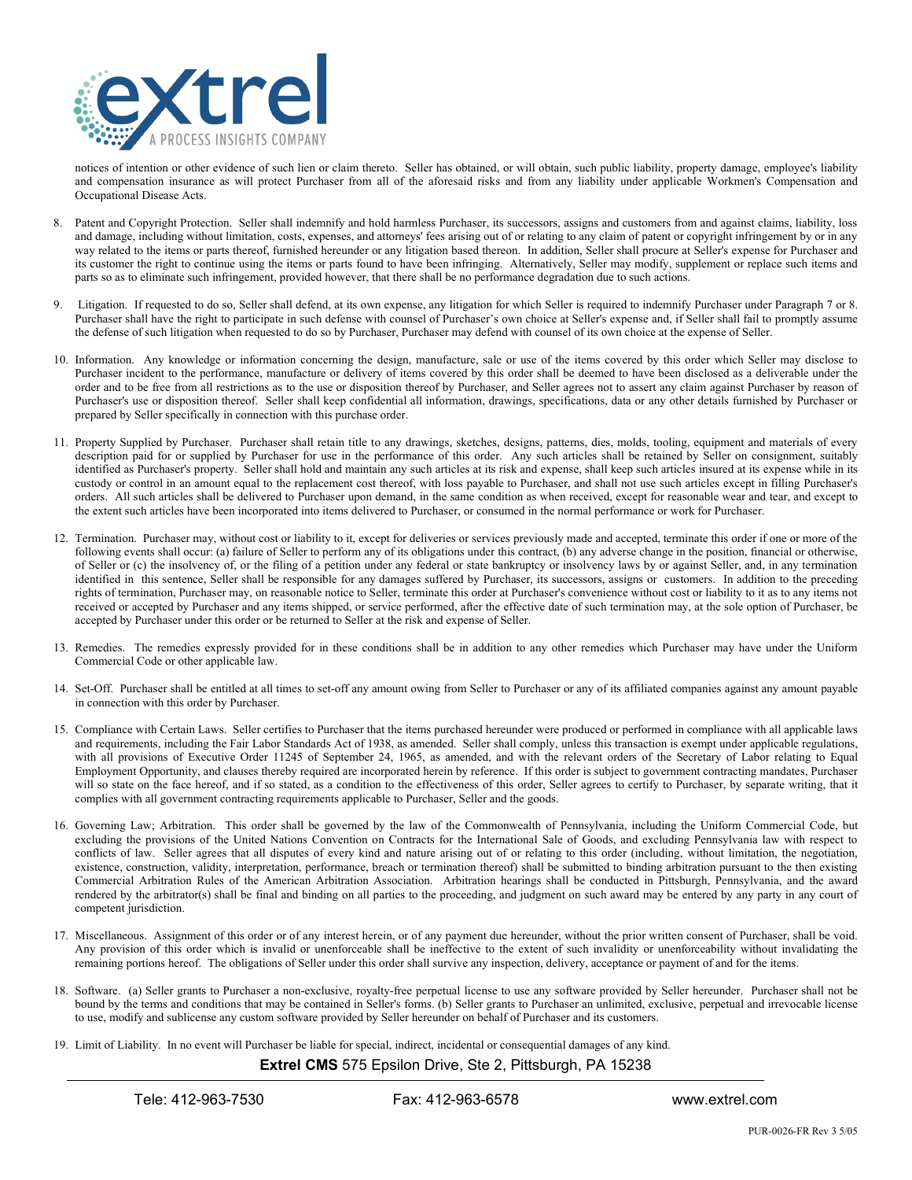notices of intention or other evidence of such lien or claim thereto. Seller has obtained, or will obtain, such public liability, property damage, employee's liability and compensation insurance as will protect Purchaser from all of the aforesaid risks and from any liability under applicable Workmen's Compensation and Occupational Disease Acts.

8. Patent and Copyright Protection. Seller shall indemnify and hold harmless Purchaser, its successors, assigns and customers from and against claims, liability, loss and damage, including without limitation, costs, expenses, and attorneys' fees arising out of or relating to any claim of patent or copyright infringement by or in any way related to the items or parts thereof, furnished hereunder or any litigation based thereon. In addition, Seller shall procure at Seller's expense for Purchaser and its customer the right to continue using the items or parts found to have been infringing. Alternatively, Seller may modify, supplement or replace such items and parts so as to eliminate such infringement, provided however, that there shall be no performance degradation due to such actions.

9. Litigation. If requested to do so, Seller shall defend, at its own expense, any litigation for which Seller is required to indemnify Purchaser under Paragraph 7 or 8. Purchaser shall have the right to participate in such defense with counsel of Purchaser's own choice at Seller's expense and, if Seller shall fail to promptly assume the defense of such litigation when requested to do so by Purchaser, Purchaser may defend with counsel of its own choice at the expense of Seller.

10. Information. Any knowledge or information concerning the design, manufacture, sale or use of the items covered by this order which Seller may disclose to Purchaser incident to the performance, manufacture or delivery of items covered by this order shall be deemed to have been disclosed as a deliverable under the order and to be free from all restrictions as to the use or disposition thereof by Purchaser, and Seller agrees not to assert any claim against Purchaser by reason of Purchaser's use or disposition thereof. Seller shall keep confidential all information, drawings, specifications, data or any other details furnished by Purchaser or prepared by Seller specifically in connection with this purchase order.

11. Property Supplied by Purchaser. Purchaser shall retain title to any drawings, sketches, designs, patterns, dies, molds, tooling, equipment and materials of every description paid for or supplied by Purchaser for use in the performance of this order. Any such articles shall be retained by Seller on consignment, suitably identified as Purchaser's property. Seller shall hold and maintain any such articles at its risk and expense, shall keep such articles insured at its expense while in its custody or control in an amount equal to the replacement cost thereof, with loss payable to Purchaser, and shall not use such articles except in filling Purchaser's orders. All such articles shall be delivered to Purchaser upon demand, in the same condition as when received, except for reasonable wear and tear, and except to the extent such articles have been incorporated into items delivered to Purchaser, or consumed in the normal performance or work for Purchaser.

12. Termination. Purchaser may, without cost or liability to it, except for deliveries or services previously made and accepted, terminate this order if one or more of the following events shall occur: (a) failure of Seller to perform any of its obligations under this contract, (b) any adverse change in the position, financial or otherwise, of Seller or (c) the insolvency of, or the filing of a petition under any federal or state bankruptcy or insolvency laws by or against Seller, and, in any termination identified in this sentence, Seller shall be responsible for any damages suffered by Purchaser, its successors, assigns or customers. In addition to the preceding rights of termination, Purchaser may, on reasonable notice to Seller, terminate this order at Purchaser's convenience without cost or liability to it as to any items not received or accepted by Purchaser and any items shipped, or service performed, after the effective date of such termination may, at the sole option of Purchaser, be accepted by Purchaser under this order or be returned to Seller at the risk and expense of Seller.

13. Remedies. The remedies expressly provided for in these conditions shall be in addition to any other remedies which Purchaser may have under the Uniform Commercial Code or other applicable law.

14. Set-Off. Purchaser shall be entitled at all times to set-off any amount owing from Seller to Purchaser or any of its affiliated companies against any amount payable in connection with this order by Purchaser.

15. Compliance with Certain Laws. Seller certifies to Purchaser that the items purchased hereunder were produced or performed in compliance with all applicable laws and requirements, including the Fair Labor Standards Act of 1938, as amended. Seller shall comply, unless this transaction is exempt under applicable regulations, with all provisions of Executive Order 11245 of September 24, 1965, as amended, and with the relevant orders of the Secretary of Labor relating to Equal Employment Opportunity, and clauses thereby required are incorporated herein by reference. If this order is subject to government contracting mandates, Purchaser will so state on the face hereof, and if so stated, as a condition to the effectiveness of this order, Seller agrees to certify to Purchaser, by separate writing, that it complies with all government contracting requirements applicable to Purchaser, Seller and the goods.

16. Governing Law; Arbitration. This order shall be governed by the law of the Commonwealth of Pennsylvania, including the Uniform Commercial Code, but excluding the provisions of the United Nations Convention on Contracts for the International Sale of Goods, and excluding Pennsylvania law with respect to conflicts of law. Seller agrees that all disputes of every kind and nature arising out of or relating to this order (including, without limitation, the negotiation, existence, construction, validity, interpretation, performance, breach or termination thereof) shall be submitted to binding arbitration pursuant to the then existing Commercial Arbitration Rules of the American Arbitration Association. Arbitration hearings shall be conducted in Pittsburgh, Pennsylvania, and the award rendered by the arbitrator(s) shall be final and binding on all parties to the proceeding, and judgment on such award may be entered by any party in any court of competent jurisdiction.

17. Miscellaneous. Assignment of this order or of any interest herein, or of any payment due hereunder, without the prior written consent of Purchaser, shall be void. Any provision of this order which is invalid or unenforceable shall be ineffective to the extent of such invalidity or unenforceability without invalidating the remaining portions hereof. The obligations of Seller under this order shall survive any inspection, delivery, acceptance or payment of and for the items.

18. Software. (a) Seller grants to Purchaser a non-exclusive, royalty-free perpetual license to use any software provided by Seller hereunder. Purchaser shall not be bound by the terms and conditions that may be contained in Seller's forms. (b) Seller grants to Purchaser an unlimited, exclusive, perpetual and irrevocable license to use, modify and sublicense any custom software provided by Seller hereunder on behalf of Purchaser and its customers.

19. Limit of Liability. In no event will Purchaser be liable for special, indirect, incidental or consequential damages of any kind.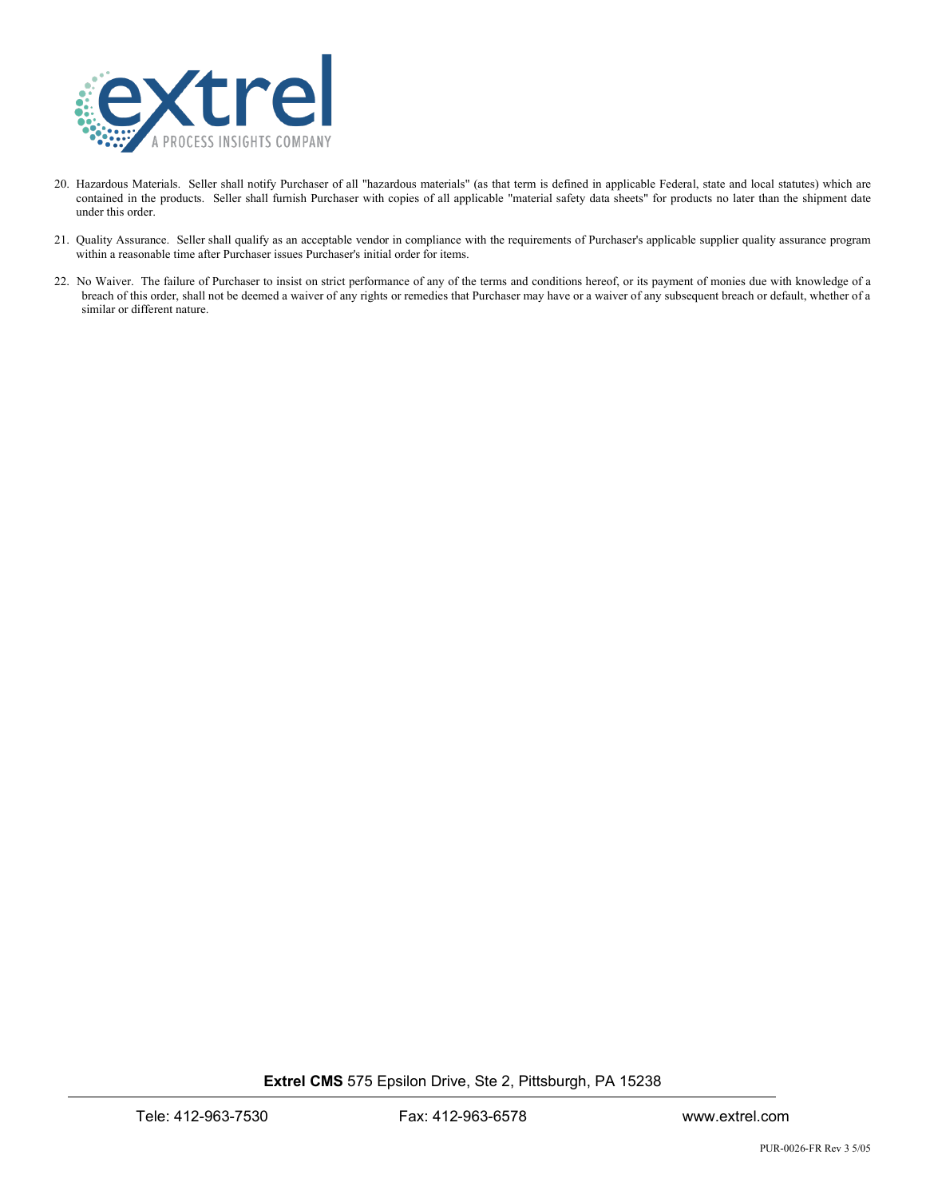20. Hazardous Materials. Seller shall notify Purchaser of all "hazardous materials" (as that term is defined in applicable Federal, state and local statutes) which are contained in the products. Seller shall furnish Purchaser with copies of all applicable "material safety data sheets" for products no later than the shipment date under this order.

21. Quality Assurance. Seller shall qualify as an acceptable vendor in compliance with the requirements of Purchaser's applicable supplier quality assurance program within a reasonable time after Purchaser issues Purchaser's initial order for items.

22. No Waiver. The failure of Purchaser to insist on strict performance of any of the terms and conditions hereof, or its payment of monies due with knowledge of a breach of this order, shall not be deemed a waiver of any rights or remedies that Purchaser may have or a waiver of any subsequent breach or default, whether of a similar or different nature.